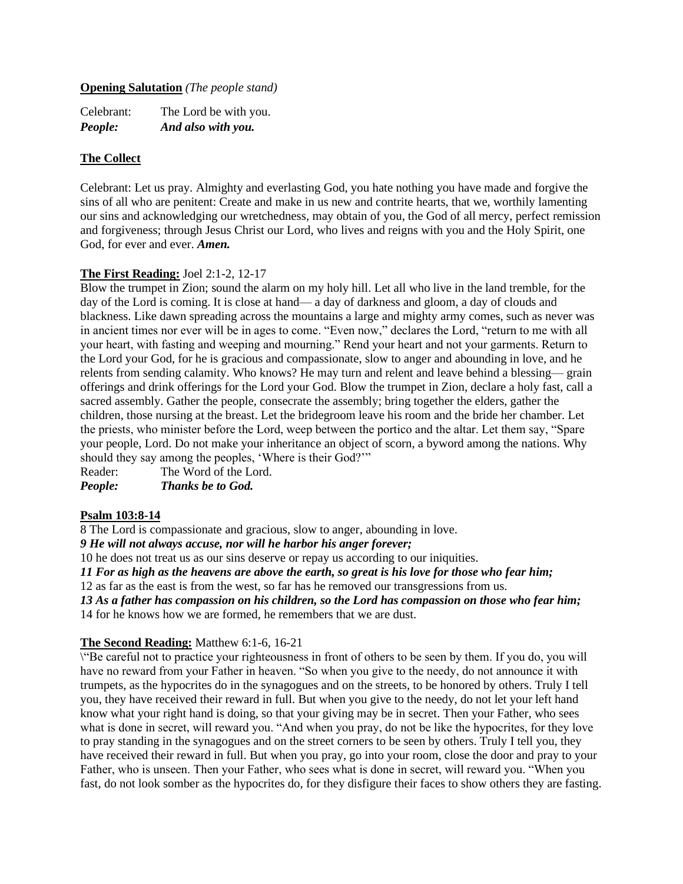**Opening Salutation** *(The people stand)*

Celebrant: The Lord be with you.
***People: And also with you.***

**The Collect**

Celebrant: Let us pray. Almighty and everlasting God, you hate nothing you have made and forgive the sins of all who are penitent: Create and make in us new and contrite hearts, that we, worthily lamenting our sins and acknowledging our wretchedness, may obtain of you, the God of all mercy, perfect remission and forgiveness; through Jesus Christ our Lord, who lives and reigns with you and the Holy Spirit, one God, for ever and ever. ***Amen.***

**The First Reading:** Joel 2:1-2, 12-17

Blow the trumpet in Zion; sound the alarm on my holy hill. Let all who live in the land tremble, for the day of the Lord is coming. It is close at hand— a day of darkness and gloom, a day of clouds and blackness. Like dawn spreading across the mountains a large and mighty army comes, such as never was in ancient times nor ever will be in ages to come. "Even now," declares the Lord, "return to me with all your heart, with fasting and weeping and mourning." Rend your heart and not your garments. Return to the Lord your God, for he is gracious and compassionate, slow to anger and abounding in love, and he relents from sending calamity. Who knows? He may turn and relent and leave behind a blessing— grain offerings and drink offerings for the Lord your God. Blow the trumpet in Zion, declare a holy fast, call a sacred assembly. Gather the people, consecrate the assembly; bring together the elders, gather the children, those nursing at the breast. Let the bridegroom leave his room and the bride her chamber. Let the priests, who minister before the Lord, weep between the portico and the altar. Let them say, "Spare your people, Lord. Do not make your inheritance an object of scorn, a byword among the nations. Why should they say among the peoples, 'Where is their God?'"

Reader: The Word of the Lord.
***People: Thanks be to God.***

**Psalm 103:8-14**

8 The Lord is compassionate and gracious, slow to anger, abounding in love.
***9 He will not always accuse, nor will he harbor his anger forever;***
10 he does not treat us as our sins deserve or repay us according to our iniquities.
***11 For as high as the heavens are above the earth, so great is his love for those who fear him;***
12 as far as the east is from the west, so far has he removed our transgressions from us.
***13 As a father has compassion on his children, so the Lord has compassion on those who fear him;***
14 for he knows how we are formed, he remembers that we are dust.

**The Second Reading:** Matthew 6:1-6, 16-21

\"Be careful not to practice your righteousness in front of others to be seen by them. If you do, you will have no reward from your Father in heaven. "So when you give to the needy, do not announce it with trumpets, as the hypocrites do in the synagogues and on the streets, to be honored by others. Truly I tell you, they have received their reward in full. But when you give to the needy, do not let your left hand know what your right hand is doing, so that your giving may be in secret. Then your Father, who sees what is done in secret, will reward you. "And when you pray, do not be like the hypocrites, for they love to pray standing in the synagogues and on the street corners to be seen by others. Truly I tell you, they have received their reward in full. But when you pray, go into your room, close the door and pray to your Father, who is unseen. Then your Father, who sees what is done in secret, will reward you. "When you fast, do not look somber as the hypocrites do, for they disfigure their faces to show others they are fasting.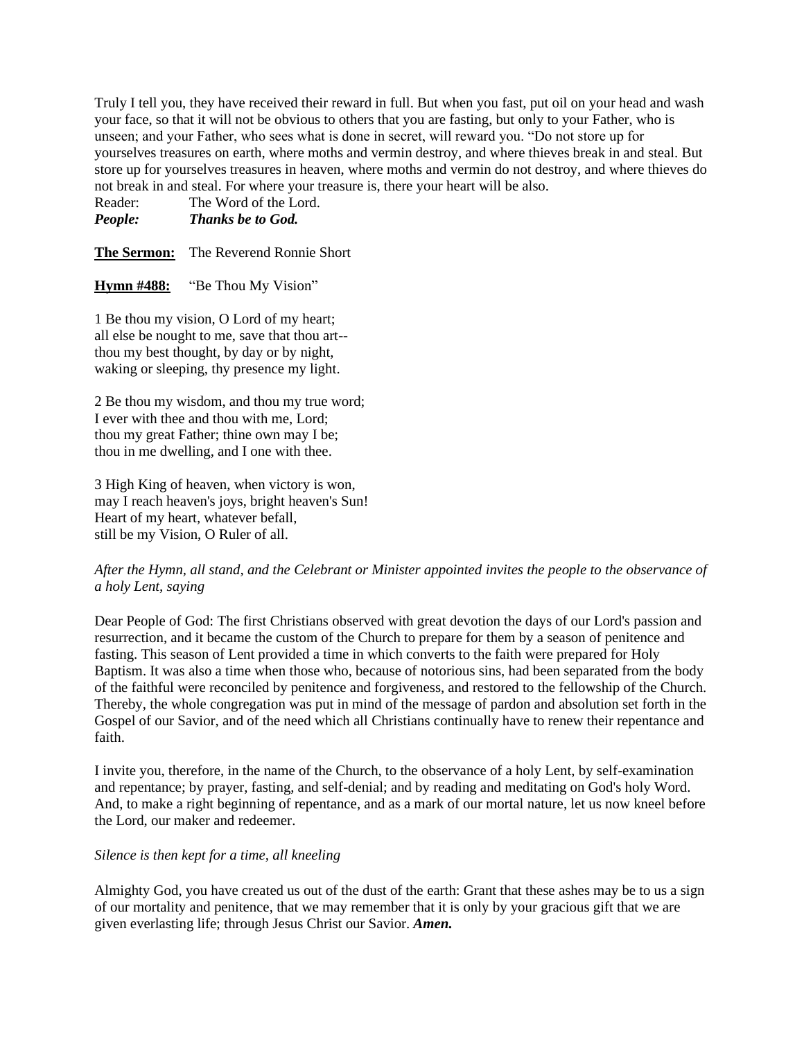Truly I tell you, they have received their reward in full. But when you fast, put oil on your head and wash your face, so that it will not be obvious to others that you are fasting, but only to your Father, who is unseen; and your Father, who sees what is done in secret, will reward you. "Do not store up for yourselves treasures on earth, where moths and vermin destroy, and where thieves break in and steal. But store up for yourselves treasures in heaven, where moths and vermin do not destroy, and where thieves do not break in and steal. For where your treasure is, there your heart will be also.

Reader: The Word of the Lord.
***People: Thanks be to God.***

**The Sermon:** The Reverend Ronnie Short

**Hymn #488:** "Be Thou My Vision"

1 Be thou my vision, O Lord of my heart;
all else be nought to me, save that thou art--
thou my best thought, by day or by night,
waking or sleeping, thy presence my light.

2 Be thou my wisdom, and thou my true word;
I ever with thee and thou with me, Lord;
thou my great Father; thine own may I be;
thou in me dwelling, and I one with thee.

3 High King of heaven, when victory is won,
may I reach heaven's joys, bright heaven's Sun!
Heart of my heart, whatever befall,
still be my Vision, O Ruler of all.

*After the Hymn, all stand, and the Celebrant or Minister appointed invites the people to the observance of a holy Lent, saying*

Dear People of God: The first Christians observed with great devotion the days of our Lord's passion and resurrection, and it became the custom of the Church to prepare for them by a season of penitence and fasting. This season of Lent provided a time in which converts to the faith were prepared for Holy Baptism. It was also a time when those who, because of notorious sins, had been separated from the body of the faithful were reconciled by penitence and forgiveness, and restored to the fellowship of the Church. Thereby, the whole congregation was put in mind of the message of pardon and absolution set forth in the Gospel of our Savior, and of the need which all Christians continually have to renew their repentance and faith.

I invite you, therefore, in the name of the Church, to the observance of a holy Lent, by self-examination and repentance; by prayer, fasting, and self-denial; and by reading and meditating on God's holy Word. And, to make a right beginning of repentance, and as a mark of our mortal nature, let us now kneel before the Lord, our maker and redeemer.

*Silence is then kept for a time, all kneeling*

Almighty God, you have created us out of the dust of the earth: Grant that these ashes may be to us a sign of our mortality and penitence, that we may remember that it is only by your gracious gift that we are given everlasting life; through Jesus Christ our Savior. ***Amen.***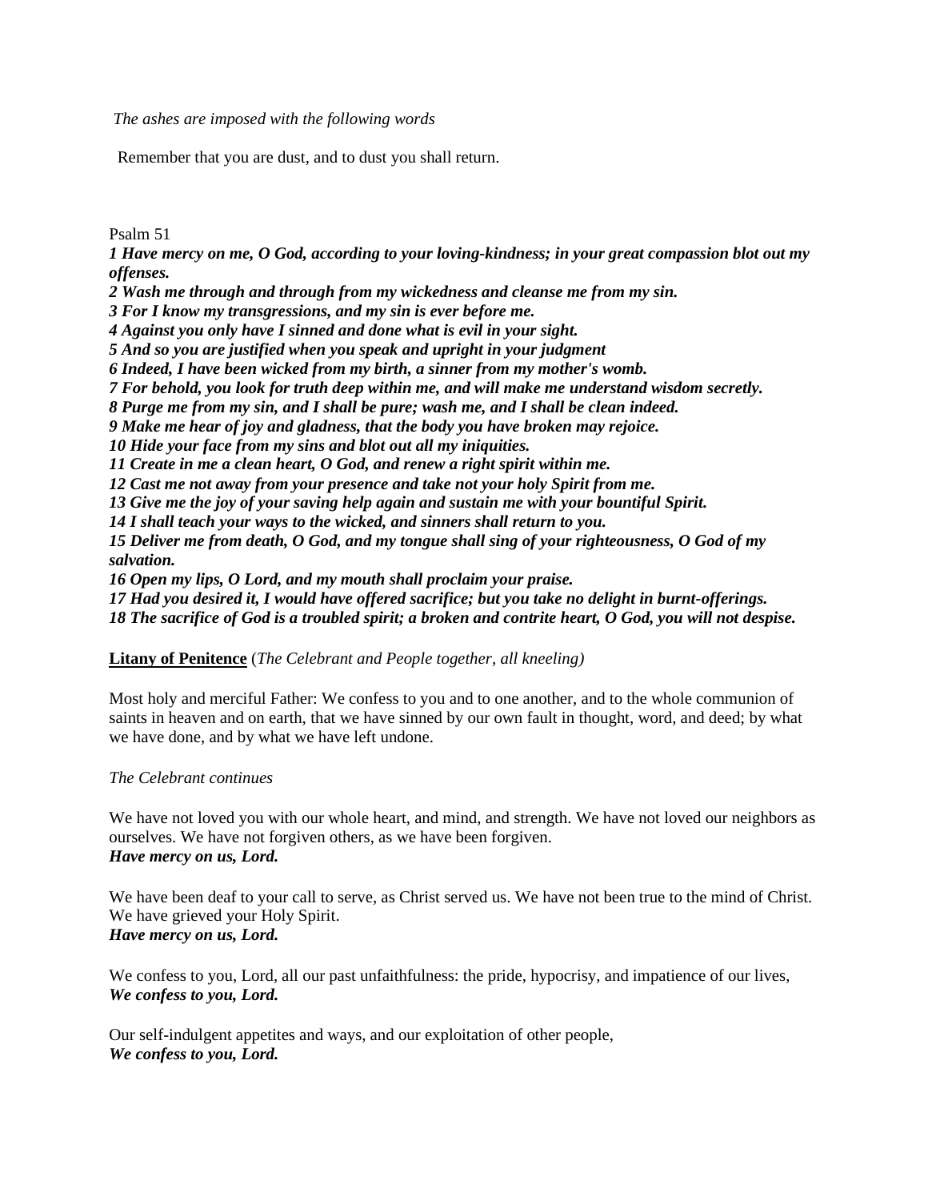*The ashes are imposed with the following words*

Remember that you are dust, and to dust you shall return.

Psalm 51

***1 Have mercy on me, O God, according to your loving-kindness; in your great compassion blot out my offenses.***

***2 Wash me through and through from my wickedness and cleanse me from my sin.***

***3 For I know my transgressions, and my sin is ever before me.***

***4 Against you only have I sinned and done what is evil in your sight.***

***5 And so you are justified when you speak and upright in your judgment***

***6 Indeed, I have been wicked from my birth, a sinner from my mother's womb.***

***7 For behold, you look for truth deep within me, and will make me understand wisdom secretly.***

***8 Purge me from my sin, and I shall be pure; wash me, and I shall be clean indeed.***

***9 Make me hear of joy and gladness, that the body you have broken may rejoice.***

***10 Hide your face from my sins and blot out all my iniquities.***

***11 Create in me a clean heart, O God, and renew a right spirit within me.***

***12 Cast me not away from your presence and take not your holy Spirit from me.***

***13 Give me the joy of your saving help again and sustain me with your bountiful Spirit.***

***14 I shall teach your ways to the wicked, and sinners shall return to you.***

***15 Deliver me from death, O God, and my tongue shall sing of your righteousness, O God of my salvation.***

***16 Open my lips, O Lord, and my mouth shall proclaim your praise.***

***17 Had you desired it, I would have offered sacrifice; but you take no delight in burnt-offerings.***

***18 The sacrifice of God is a troubled spirit; a broken and contrite heart, O God, you will not despise.***

**Litany of Penitence** (*The Celebrant and People together, all kneeling)*

Most holy and merciful Father: We confess to you and to one another, and to the whole communion of saints in heaven and on earth, that we have sinned by our own fault in thought, word, and deed; by what we have done, and by what we have left undone.

*The Celebrant continues*

We have not loved you with our whole heart, and mind, and strength. We have not loved our neighbors as ourselves. We have not forgiven others, as we have been forgiven.
***Have mercy on us, Lord.***

We have been deaf to your call to serve, as Christ served us. We have not been true to the mind of Christ. We have grieved your Holy Spirit.
***Have mercy on us, Lord.***

We confess to you, Lord, all our past unfaithfulness: the pride, hypocrisy, and impatience of our lives,
***We confess to you, Lord.***

Our self-indulgent appetites and ways, and our exploitation of other people,
***We confess to you, Lord.***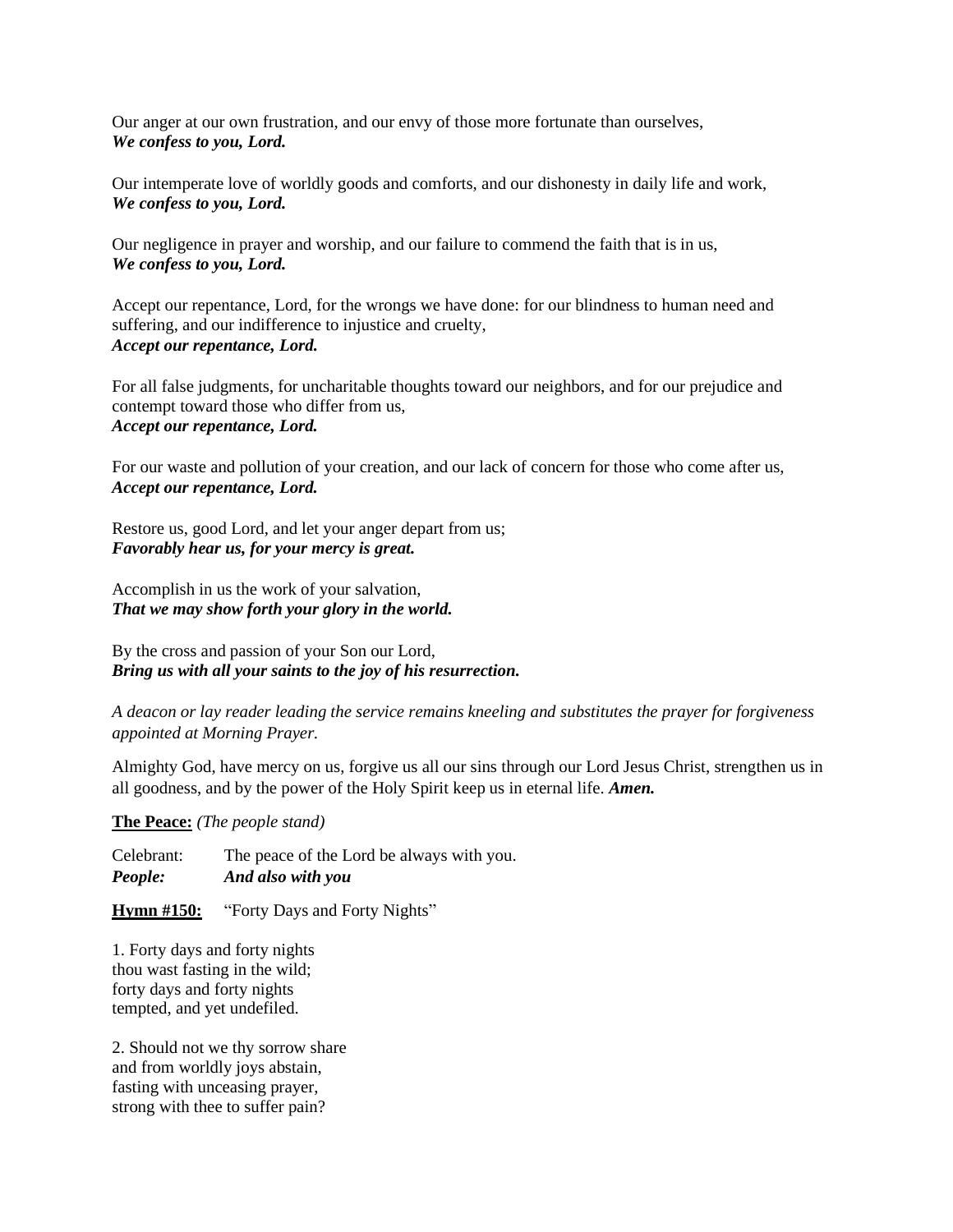Our anger at our own frustration, and our envy of those more fortunate than ourselves,
***We confess to you, Lord.***

Our intemperate love of worldly goods and comforts, and our dishonesty in daily life and work,
***We confess to you, Lord.***

Our negligence in prayer and worship, and our failure to commend the faith that is in us,
***We confess to you, Lord.***

Accept our repentance, Lord, for the wrongs we have done: for our blindness to human need and suffering, and our indifference to injustice and cruelty,
***Accept our repentance, Lord.***

For all false judgments, for uncharitable thoughts toward our neighbors, and for our prejudice and contempt toward those who differ from us,
***Accept our repentance, Lord.***

For our waste and pollution of your creation, and our lack of concern for those who come after us,
***Accept our repentance, Lord.***

Restore us, good Lord, and let your anger depart from us;
***Favorably hear us, for your mercy is great.***

Accomplish in us the work of your salvation,
***That we may show forth your glory in the world.***

By the cross and passion of your Son our Lord,
***Bring us with all your saints to the joy of his resurrection.***

*A deacon or lay reader leading the service remains kneeling and substitutes the prayer for forgiveness appointed at Morning Prayer.*

Almighty God, have mercy on us, forgive us all our sins through our Lord Jesus Christ, strengthen us in all goodness, and by the power of the Holy Spirit keep us in eternal life. ***Amen.***

**The Peace:** *(The people stand)*

Celebrant: The peace of the Lord be always with you.
***People: And also with you***

**Hymn #150:** "Forty Days and Forty Nights"

1. Forty days and forty nights
thou wast fasting in the wild;
forty days and forty nights
tempted, and yet undefiled.

2. Should not we thy sorrow share
and from worldly joys abstain,
fasting with unceasing prayer,
strong with thee to suffer pain?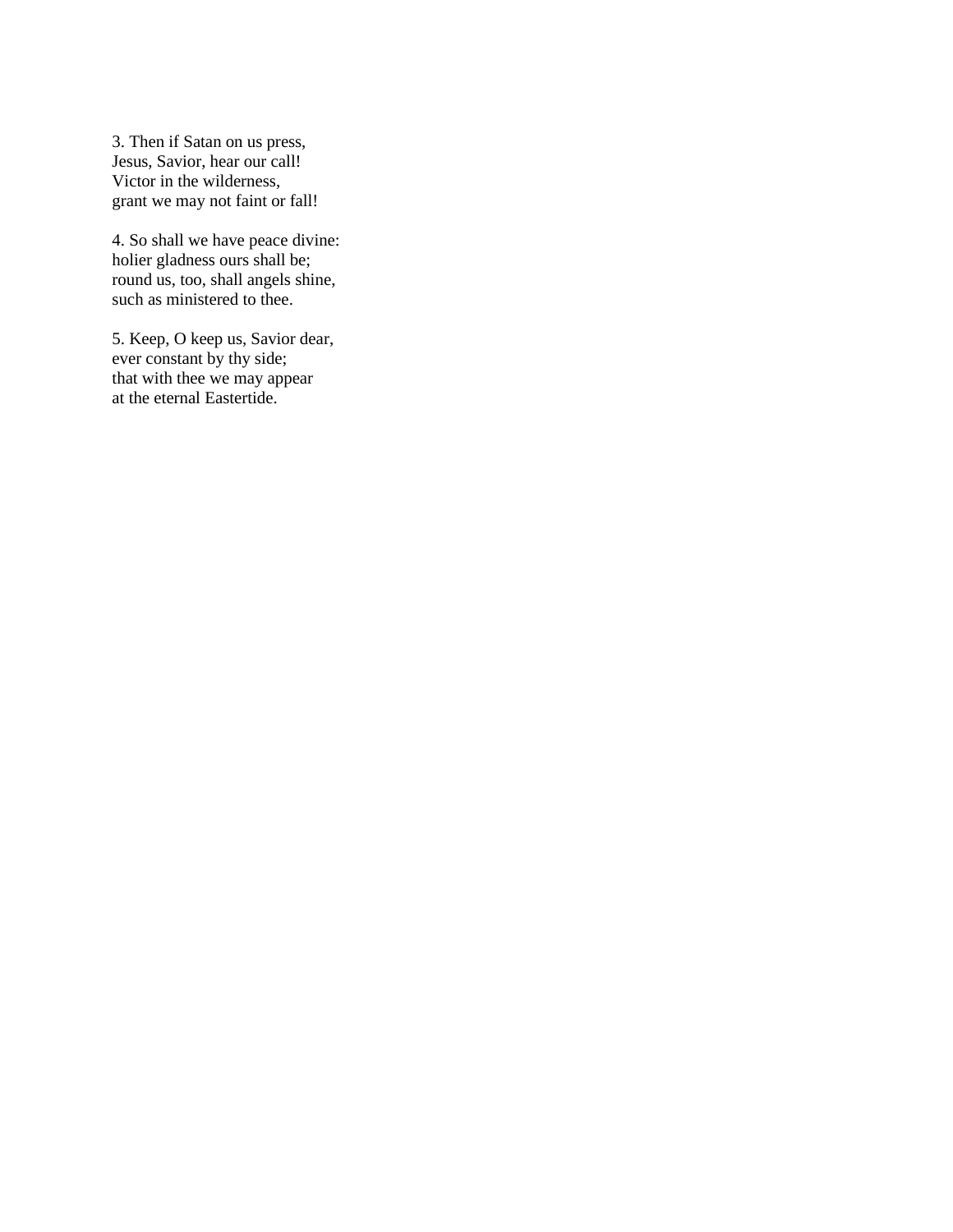3. Then if Satan on us press,  
Jesus, Savior, hear our call!  
Victor in the wilderness,  
grant we may not faint or fall!

4. So shall we have peace divine:  
holier gladness ours shall be;  
round us, too, shall angels shine,  
such as ministered to thee.

5. Keep, O keep us, Savior dear,  
ever constant by thy side;  
that with thee we may appear  
at the eternal Eastertide.